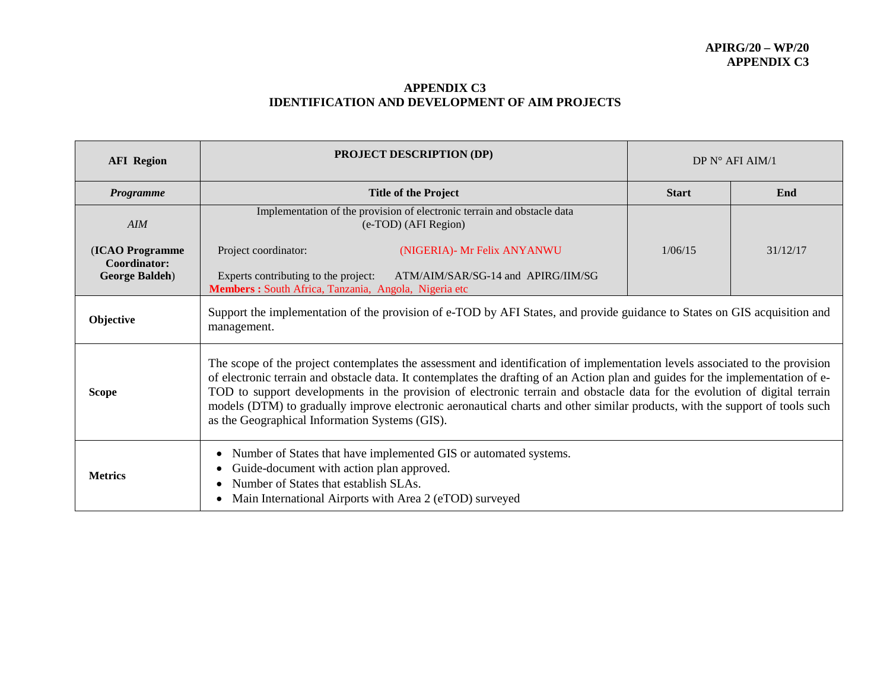**APIRG/20 – WP/20**
**APPENDIX C3**

## APPENDIX C3
## IDENTIFICATION AND DEVELOPMENT OF AIM PROJECTS

| **AFI Region** | **PROJECT DESCRIPTION (DP)** | DP N° AFI AIM/1 | |
|---|---|---|---|
| ***Programme*** | **Title of the Project** | **Start** | **End** |
| *AIM*<br><br>(**ICAO Programme Coordinator: George Baldeh**) | Implementation of the provision of electronic terrain and obstacle data (e-TOD) (AFI Region)<br><br>Project coordinator: (NIGERIA)- Mr Felix ANYANWU<br><br>Experts contributing to the project: ATM/AIM/SAR/SG-14 and APIRG/IIM/SG<br>**Members :** South Africa, Tanzania, Angola, Nigeria etc | 1/06/15 | 31/12/17 |
| **Objective** | Support the implementation of the provision of e-TOD by AFI States, and provide guidance to States on GIS acquisition and management. | | |
| **Scope** | The scope of the project contemplates the assessment and identification of implementation levels associated to the provision of electronic terrain and obstacle data. It contemplates the drafting of an Action plan and guides for the implementation of e-TOD to support developments in the provision of electronic terrain and obstacle data for the evolution of digital terrain models (DTM) to gradually improve electronic aeronautical charts and other similar products, with the support of tools such as the Geographical Information Systems (GIS). | | |
| **Metrics** | • Number of States that have implemented GIS or automated systems.<br>• Guide-document with action plan approved.<br>• Number of States that establish SLAs.<br>• Main International Airports with Area 2 (eTOD) surveyed | | |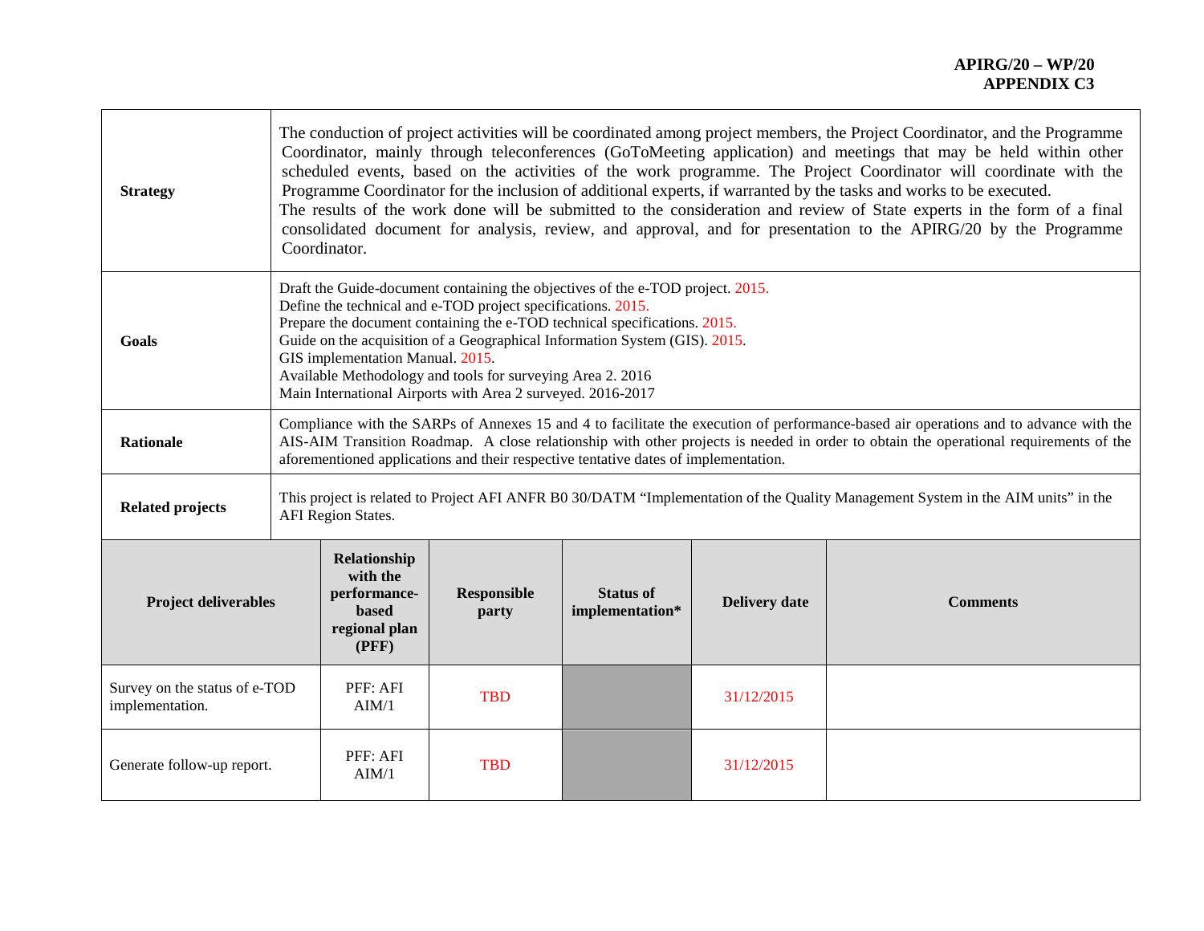| | |
|---|---|
| **Strategy** | The conduction of project activities will be coordinated among project members, the Project Coordinator, and the Programme Coordinator, mainly through teleconferences (GoToMeeting application) and meetings that may be held within other scheduled events, based on the activities of the work programme. The Project Coordinator will coordinate with the Programme Coordinator for the inclusion of additional experts, if warranted by the tasks and works to be executed. The results of the work done will be submitted to the consideration and review of State experts in the form of a final consolidated document for analysis, review, and approval, and for presentation to the APIRG/20 by the Programme Coordinator. |
| **Goals** | Draft the Guide-document containing the objectives of the e-TOD project. 2015.<br>Define the technical and e-TOD project specifications. 2015.<br>Prepare the document containing the e-TOD technical specifications. 2015.<br>Guide on the acquisition of a Geographical Information System (GIS). 2015.<br>GIS implementation Manual. 2015.<br>Available Methodology and tools for surveying Area 2. 2016<br>Main International Airports with Area 2 surveyed. 2016-2017 |
| **Rationale** | Compliance with the SARPs of Annexes 15 and 4 to facilitate the execution of performance-based air operations and to advance with the AIS-AIM Transition Roadmap. A close relationship with other projects is needed in order to obtain the operational requirements of the aforementioned applications and their respective tentative dates of implementation. |
| **Related projects** | This project is related to Project AFI ANFR B0 30/DATM "Implementation of the Quality Management System in the AIM units" in the AFI Region States. |

| Project deliverables | Relationship with the performance-based regional plan (PFF) | Responsible party | Status of implementation* | Delivery date | Comments |
|---|---|---|---|---|---|
| Survey on the status of e-TOD implementation. | PFF: AFI AIM/1 | TBD | | 31/12/2015 | |
| Generate follow-up report. | PFF: AFI AIM/1 | TBD | | 31/12/2015 | |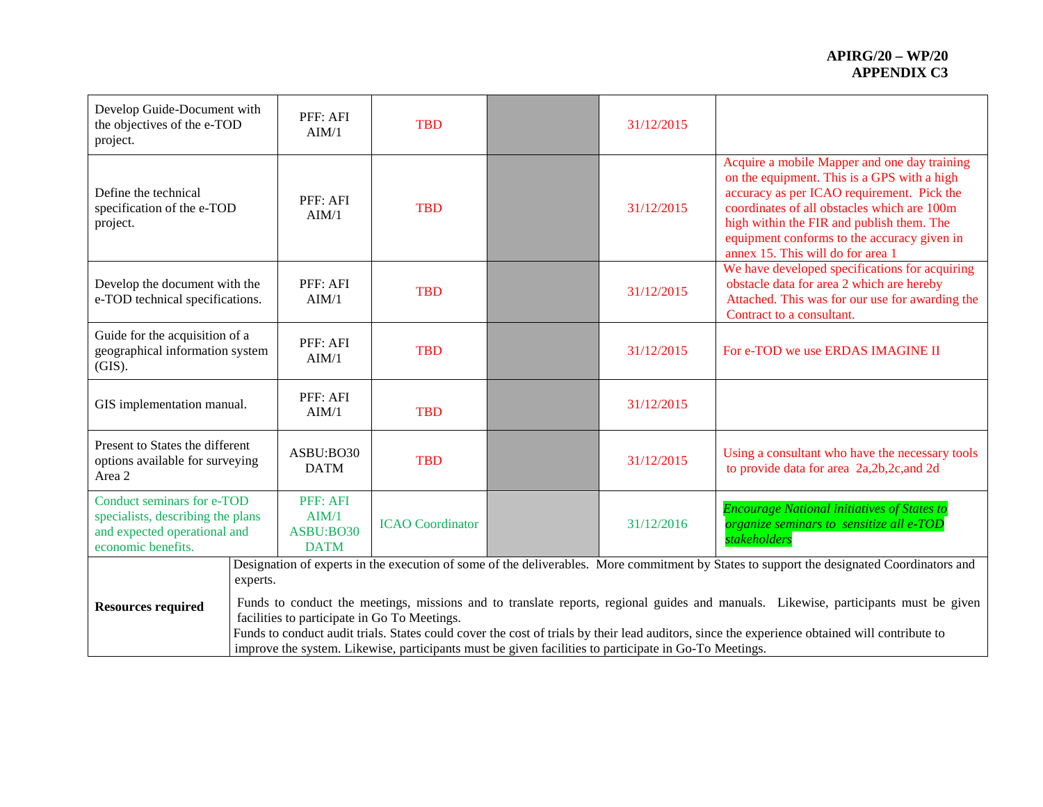| | | | | | |
|---|---|---|---|---|---|
| Develop Guide-Document with the objectives of the e-TOD project. | PFF: AFI AIM/1 | TBD | | 31/12/2015 | |
| Define the technical specification of the e-TOD project. | PFF: AFI AIM/1 | TBD | | 31/12/2015 | Acquire a mobile Mapper and one day training on the equipment. This is a GPS with a high accuracy as per ICAO requirement. Pick the coordinates of all obstacles which are 100m high within the FIR and publish them. The equipment conforms to the accuracy given in annex 15. This will do for area 1 |
| Develop the document with the e-TOD technical specifications. | PFF: AFI AIM/1 | TBD | | 31/12/2015 | We have developed specifications for acquiring obstacle data for area 2 which are hereby Attached. This was for our use for awarding the Contract to a consultant. |
| Guide for the acquisition of a geographical information system (GIS). | PFF: AFI AIM/1 | TBD | | 31/12/2015 | For e-TOD we use ERDAS IMAGINE II |
| GIS implementation manual. | PFF: AFI AIM/1 | TBD | | 31/12/2015 | |
| Present to States the different options available for surveying Area 2 | ASBU:BO30 DATM | TBD | | 31/12/2015 | Using a consultant who have the necessary tools to provide data for area 2a,2b,2c,and 2d |
| Conduct seminars for e-TOD specialists, describing the plans and expected operational and economic benefits. | PFF: AFI AIM/1 ASBU:BO30 DATM | ICAO Coordinator | | 31/12/2016 | *Encourage National initiatives of States to organize seminars to sensitize all e-TOD stakeholders* |
| **Resources required** | Designation of experts in the execution of some of the deliverables. More commitment by States to support the designated Coordinators and experts.<br><br>Funds to conduct the meetings, missions and to translate reports, regional guides and manuals. Likewise, participants must be given facilities to participate in Go To Meetings.<br>Funds to conduct audit trials. States could cover the cost of trials by their lead auditors, since the experience obtained will contribute to improve the system. Likewise, participants must be given facilities to participate in Go-To Meetings. | | | | |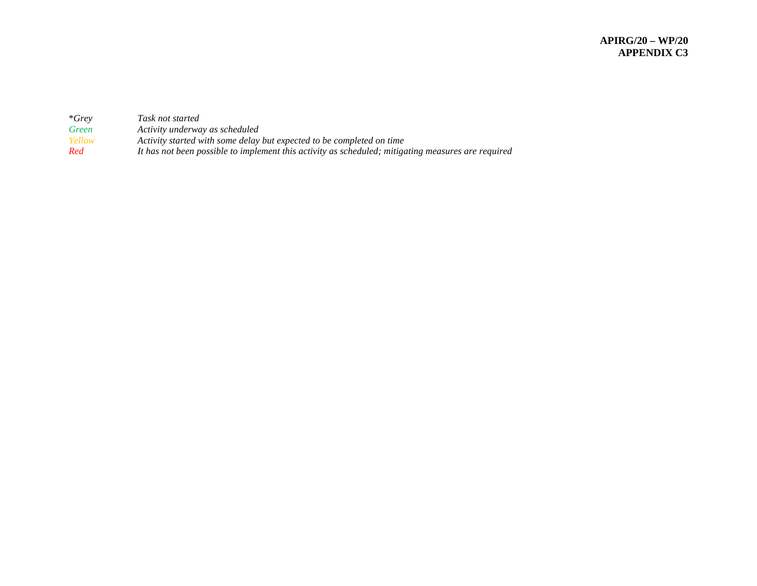| | |
|---|---|
| **Grey* | *Task not started* |
| *Green* | *Activity underway as scheduled* |
| *Yellow* | *Activity started with some delay but expected to be completed on time* |
| *Red* | *It has not been possible to implement this activity as scheduled; mitigating measures are required* |